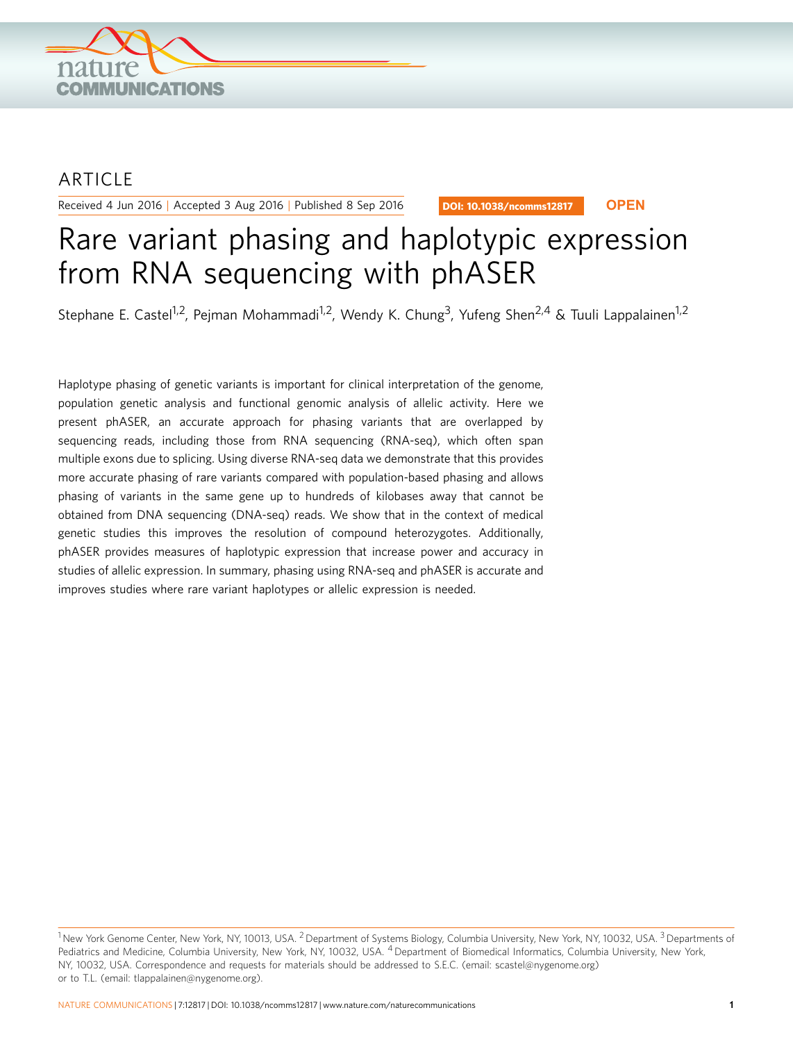ARTICLE

Received 4 Jun 2016 | Accepted 3 Aug 2016 | Published 8 Sep 2016

DOI: 10.1038/ncomms12817 OPEN

# Rare variant phasing and haplotypic expression from RNA sequencing with phASER

Stephane E. Castel[1,2], Pejman Mohammadi[1,2], Wendy K. Chung[3], Yufeng Shen[2,4] & Tuuli Lappalainen[1,2]

Haplotype phasing of genetic variants is important for clinical interpretation of the genome, population genetic analysis and functional genomic analysis of allelic activity. Here we present phASER, an accurate approach for phasing variants that are overlapped by sequencing reads, including those from RNA sequencing (RNA-seq), which often span multiple exons due to splicing. Using diverse RNA-seq data we demonstrate that this provides more accurate phasing of rare variants compared with population-based phasing and allows phasing of variants in the same gene up to hundreds of kilobases away that cannot be obtained from DNA sequencing (DNA-seq) reads. We show that in the context of medical genetic studies this improves the resolution of compound heterozygotes. Additionally, phASER provides measures of haplotypic expression that increase power and accuracy in studies of allelic expression. In summary, phasing using RNA-seq and phASER is accurate and improves studies where rare variant haplotypes or allelic expression is needed.

[1] New York Genome Center, New York, NY, 10013, USA. [2] Department of Systems Biology, Columbia University, New York, NY, 10032, USA. [3] Departments of Pediatrics and Medicine, Columbia University, New York, NY, 10032, USA. [4] Department of Biomedical Informatics, Columbia University, New York, NY, 10032, USA. Correspondence and requests for materials should be addressed to S.E.C. (email: scastel@nygenome.org) or to T.L. (email: tlappalainen@nygenome.org).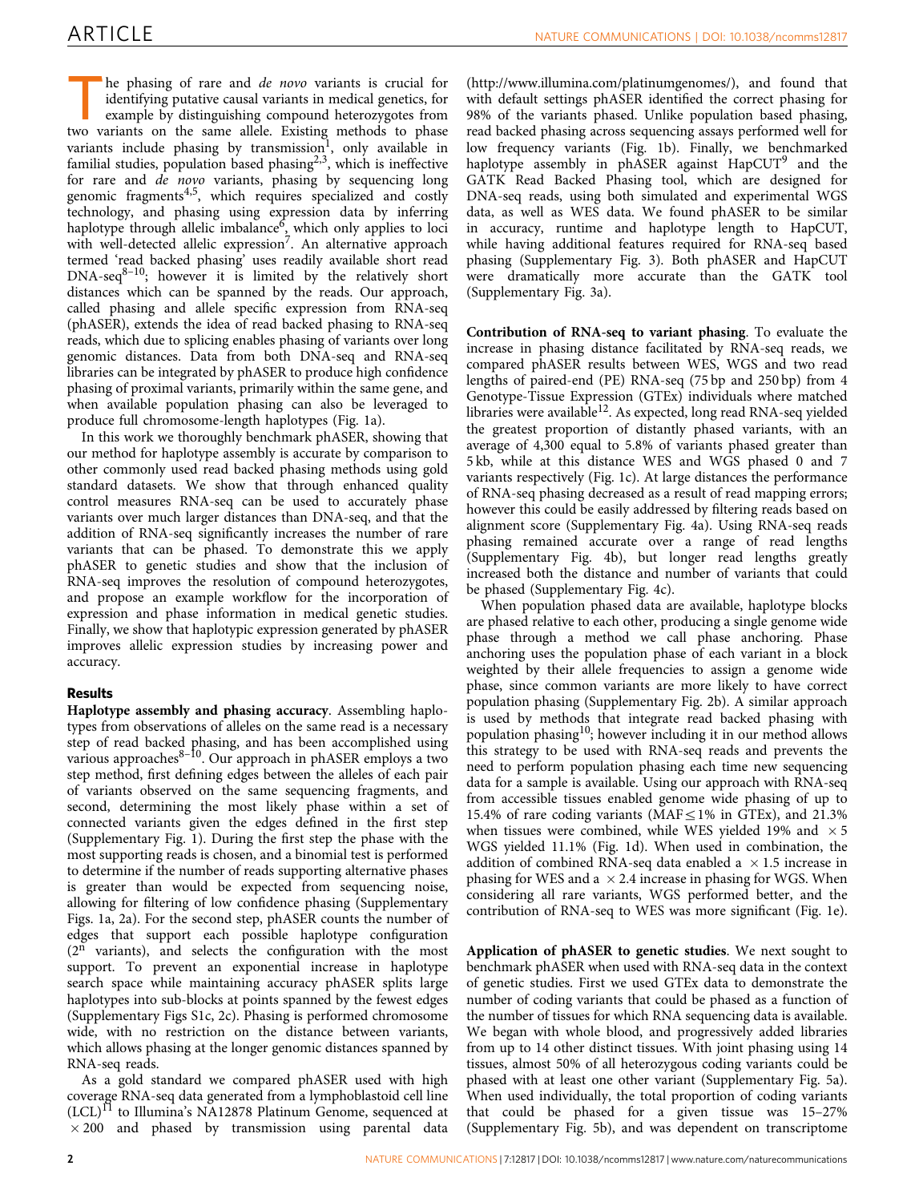The phasing of rare and *de novo* variants is crucial for identifying putative causal variants in medical genetics, for example by distinguishing compound heterozygotes from two variants on the same allele. Existing methods to phase variants include phasing by transmission[1], only available in familial studies, population based phasing[2,3], which is ineffective for rare and *de novo* variants, phasing by sequencing long genomic fragments[4,5], which requires specialized and costly technology, and phasing using expression data by inferring haplotype through allelic imbalance[6], which only applies to loci with well-detected allelic expression[7]. An alternative approach termed 'read backed phasing' uses readily available short read DNA-seq[8–10]; however it is limited by the relatively short distances which can be spanned by the reads. Our approach, called phasing and allele specific expression from RNA-seq (phASER), extends the idea of read backed phasing to RNA-seq reads, which due to splicing enables phasing of variants over long genomic distances. Data from both DNA-seq and RNA-seq libraries can be integrated by phASER to produce high confidence phasing of proximal variants, primarily within the same gene, and when available population phasing can also be leveraged to produce full chromosome-length haplotypes (Fig. 1a).

In this work we thoroughly benchmark phASER, showing that our method for haplotype assembly is accurate by comparison to other commonly used read backed phasing methods using gold standard datasets. We show that through enhanced quality control measures RNA-seq can be used to accurately phase variants over much larger distances than DNA-seq, and that the addition of RNA-seq significantly increases the number of rare variants that can be phased. To demonstrate this we apply phASER to genetic studies and show that the inclusion of RNA-seq improves the resolution of compound heterozygotes, and propose an example workflow for the incorporation of expression and phase information in medical genetic studies. Finally, we show that haplotypic expression generated by phASER improves allelic expression studies by increasing power and accuracy.

## Results

**Haplotype assembly and phasing accuracy**. Assembling haplotypes from observations of alleles on the same read is a necessary step of read backed phasing, and has been accomplished using various approaches[8–10]. Our approach in phASER employs a two step method, first defining edges between the alleles of each pair of variants observed on the same sequencing fragments, and second, determining the most likely phase within a set of connected variants given the edges defined in the first step (Supplementary Fig. 1). During the first step the phase with the most supporting reads is chosen, and a binomial test is performed to determine if the number of reads supporting alternative phases is greater than would be expected from sequencing noise, allowing for filtering of low confidence phasing (Supplementary Figs. 1a, 2a). For the second step, phASER counts the number of edges that support each possible haplotype configuration ($2^n$ variants), and selects the configuration with the most support. To prevent an exponential increase in haplotype search space while maintaining accuracy phASER splits large haplotypes into sub-blocks at points spanned by the fewest edges (Supplementary Figs S1c, 2c). Phasing is performed chromosome wide, with no restriction on the distance between variants, which allows phasing at the longer genomic distances spanned by RNA-seq reads.

As a gold standard we compared phASER used with high coverage RNA-seq data generated from a lymphoblastoid cell line (LCL)[11] to Illumina's NA12878 Platinum Genome, sequenced at $\times 200$ and phased by transmission using parental data (http://www.illumina.com/platinumgenomes/), and found that with default settings phASER identified the correct phasing for 98% of the variants phased. Unlike population based phasing, read backed phasing across sequencing assays performed well for low frequency variants (Fig. 1b). Finally, we benchmarked haplotype assembly in phASER against HapCUT[9] and the GATK Read Backed Phasing tool, which are designed for DNA-seq reads, using both simulated and experimental WGS data, as well as WES data. We found phASER to be similar in accuracy, runtime and haplotype length to HapCUT, while having additional features required for RNA-seq based phasing (Supplementary Fig. 3). Both phASER and HapCUT were dramatically more accurate than the GATK tool (Supplementary Fig. 3a).

**Contribution of RNA-seq to variant phasing**. To evaluate the increase in phasing distance facilitated by RNA-seq reads, we compared phASER results between WES, WGS and two read lengths of paired-end (PE) RNA-seq (75 bp and 250 bp) from 4 Genotype-Tissue Expression (GTEx) individuals where matched libraries were available[12]. As expected, long read RNA-seq yielded the greatest proportion of distantly phased variants, with an average of 4,300 equal to 5.8% of variants phased greater than 5 kb, while at this distance WES and WGS phased 0 and 7 variants respectively (Fig. 1c). At large distances the performance of RNA-seq phasing decreased as a result of read mapping errors; however this could be easily addressed by filtering reads based on alignment score (Supplementary Fig. 4a). Using RNA-seq reads phasing remained accurate over a range of read lengths (Supplementary Fig. 4b), but longer read lengths greatly increased both the distance and number of variants that could be phased (Supplementary Fig. 4c).

When population phased data are available, haplotype blocks are phased relative to each other, producing a single genome wide phase through a method we call phase anchoring. Phase anchoring uses the population phase of each variant in a block weighted by their allele frequencies to assign a genome wide phase, since common variants are more likely to have correct population phasing (Supplementary Fig. 2b). A similar approach is used by methods that integrate read backed phasing with population phasing[10]; however including it in our method allows this strategy to be used with RNA-seq reads and prevents the need to perform population phasing each time new sequencing data for a sample is available. Using our approach with RNA-seq from accessible tissues enabled genome wide phasing of up to 15.4% of rare coding variants (MAF $\leq$ 1% in GTEx), and 21.3% when tissues were combined, while WES yielded 19% and $\times 5$ WGS yielded 11.1% (Fig. 1d). When used in combination, the addition of combined RNA-seq data enabled a $\times 1.5$ increase in phasing for WES and a $\times 2.4$ increase in phasing for WGS. When considering all rare variants, WGS performed better, and the contribution of RNA-seq to WES was more significant (Fig. 1e).

**Application of phASER to genetic studies**. We next sought to benchmark phASER when used with RNA-seq data in the context of genetic studies. First we used GTEx data to demonstrate the number of coding variants that could be phased as a function of the number of tissues for which RNA sequencing data is available. We began with whole blood, and progressively added libraries from up to 14 other distinct tissues. With joint phasing using 14 tissues, almost 50% of all heterozygous coding variants could be phased with at least one other variant (Supplementary Fig. 5a). When used individually, the total proportion of coding variants that could be phased for a given tissue was 15–27% (Supplementary Fig. 5b), and was dependent on transcriptome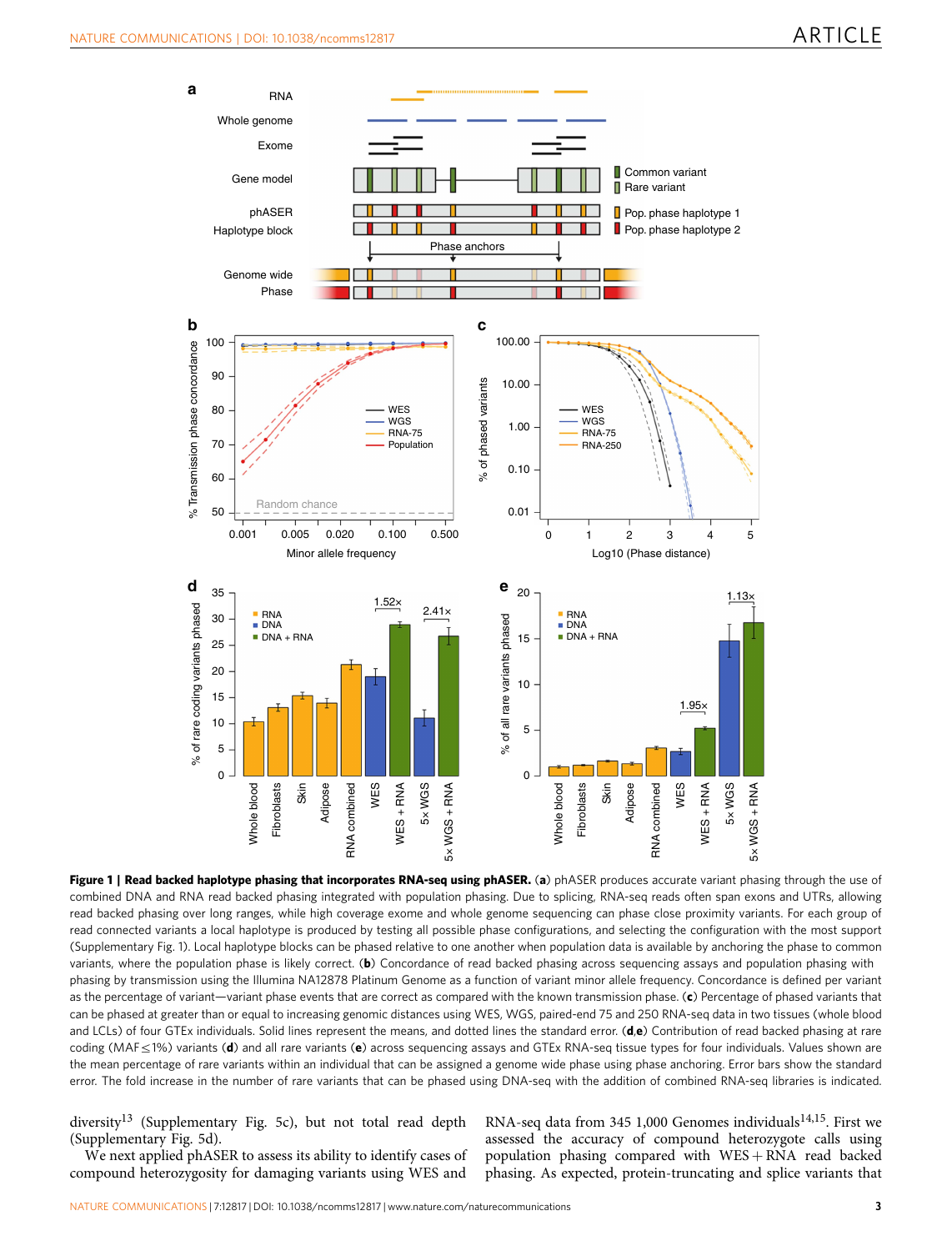**Figure 1 | Read backed haplotype phasing that incorporates RNA-seq using phASER.** (**a**) phASER produces accurate variant phasing through the use of combined DNA and RNA read backed phasing integrated with population phasing. Due to splicing, RNA-seq reads often span exons and UTRs, allowing read backed phasing over long ranges, while high coverage exome and whole genome sequencing can phase close proximity variants. For each group of read connected variants a local haplotype is produced by testing all possible phase configurations, and selecting the configuration with the most support (Supplementary Fig. 1). Local haplotype blocks can be phased relative to one another when population data is available by anchoring the phase to common variants, where the population phase is likely correct. (**b**) Concordance of read backed phasing across sequencing assays and population phasing with phasing by transmission using the Illumina NA12878 Platinum Genome as a function of variant minor allele frequency. Concordance is defined per variant as the percentage of variant—variant phase events that are correct as compared with the known transmission phase. (**c**) Percentage of phased variants that can be phased at greater than or equal to increasing genomic distances using WES, WGS, paired-end 75 and 250 RNA-seq data in two tissues (whole blood and LCLs) of four GTEx individuals. Solid lines represent the means, and dotted lines the standard error. (**d**,**e**) Contribution of read backed phasing at rare coding (MAF ≤ 1%) variants (**d**) and all rare variants (**e**) across sequencing assays and GTEx RNA-seq tissue types for four individuals. Values shown are the mean percentage of rare variants within an individual that can be assigned a genome wide phase using phase anchoring. Error bars show the standard error. The fold increase in the number of rare variants that can be phased using DNA-seq with the addition of combined RNA-seq libraries is indicated.

diversity[13] (Supplementary Fig. 5c), but not total read depth (Supplementary Fig. 5d).

We next applied phASER to assess its ability to identify cases of compound heterozygosity for damaging variants using WES and RNA-seq data from 345 1,000 Genomes individuals[14,15]. First we assessed the accuracy of compound heterozygote calls using population phasing compared with WES + RNA read backed phasing. As expected, protein-truncating and splice variants that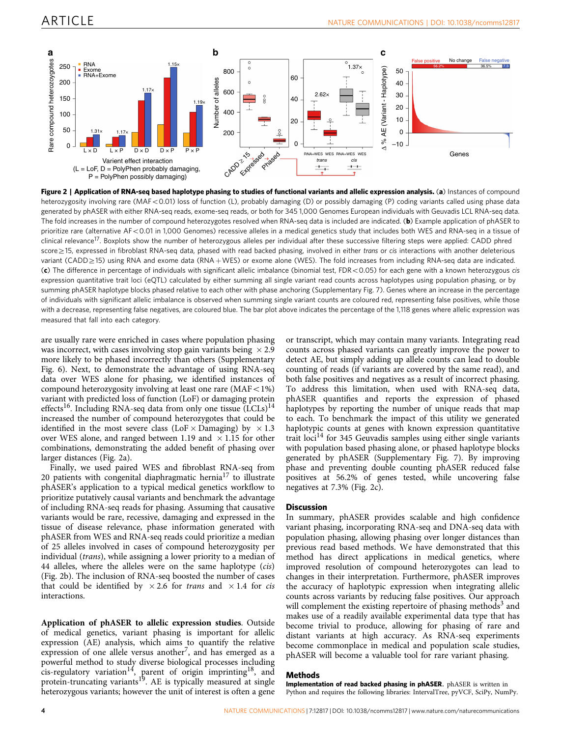**Figure 2 | Application of RNA-seq based haplotype phasing to studies of functional variants and allelic expression analysis.** (**a**) Instances of compound heterozygosity involving rare (MAF < 0.01) loss of function (L), probably damaging (D) or possibly damaging (P) coding variants called using phase data generated by phASER with either RNA-seq reads, exome-seq reads, or both for 345 1,000 Genomes European individuals with Geuvadis LCL RNA-seq data. The fold increases in the number of compound heterozygotes resolved when RNA-seq data is included are indicated. (**b**) Example application of phASER to prioritize rare (alternative AF < 0.01 in 1,000 Genomes) recessive alleles in a medical genetics study that includes both WES and RNA-seq in a tissue of clinical relevance[17]. Boxplots show the number of heterozygous alleles per individual after these successive filtering steps were applied: CADD phred score ≥ 15, expressed in fibroblast RNA-seq data, phased with read backed phasing, involved in either *trans* or *cis* interactions with another deleterious variant (CADD ≥ 15) using RNA and exome data (RNA + WES) or exome alone (WES). The fold increases from including RNA-seq data are indicated. (**c**) The difference in percentage of individuals with significant allelic imbalance (binomial test, FDR < 0.05) for each gene with a known heterozygous *cis* expression quantitative trait loci (eQTL) calculated by either summing all single variant read counts across haplotypes using population phasing, or by summing phASER haplotype blocks phased relative to each other with phase anchoring (Supplementary Fig. 7). Genes where an increase in the percentage of individuals with significant allelic imbalance is observed when summing single variant counts are coloured red, representing false positives, while those with a decrease, representing false negatives, are coloured blue. The bar plot above indicates the percentage of the 1,118 genes where allelic expression was measured that fall into each category.

are usually rare were enriched in cases where population phasing was incorrect, with cases involving stop gain variants being × 2.9 more likely to be phased incorrectly than others (Supplementary Fig. 6). Next, to demonstrate the advantage of using RNA-seq data over WES alone for phasing, we identified instances of compound heterozygosity involving at least one rare (MAF < 1%) variant with predicted loss of function (LoF) or damaging protein effects[16]. Including RNA-seq data from only one tissue (LCLs)[14] increased the number of compound heterozygotes that could be identified in the most severe class (LoF × Damaging) by × 1.3 over WES alone, and ranged between 1.19 and × 1.15 for other combinations, demonstrating the added benefit of phasing over larger distances (Fig. 2a).

Finally, we used paired WES and fibroblast RNA-seq from 20 patients with congenital diaphragmatic hernia[17] to illustrate phASER's application to a typical medical genetics workflow to prioritize putatively causal variants and benchmark the advantage of including RNA-seq reads for phasing. Assuming that causative variants would be rare, recessive, damaging and expressed in the tissue of disease relevance, phase information generated with phASER from WES and RNA-seq reads could prioritize a median of 25 alleles involved in cases of compound heterozygosity per individual (*trans*), while assigning a lower priority to a median of 44 alleles, where the alleles were on the same haplotype (*cis*) (Fig. 2b). The inclusion of RNA-seq boosted the number of cases that could be identified by × 2.6 for *trans* and × 1.4 for *cis* interactions.

**Application of phASER to allelic expression studies.** Outside of medical genetics, variant phasing is important for allelic expression (AE) analysis, which aims to quantify the relative expression of one allele versus another[7], and has emerged as a powerful method to study diverse biological processes including cis-regulatory variation[14], parent of origin imprinting[18], and protein-truncating variants[19]. AE is typically measured at single heterozygous variants; however the unit of interest is often a gene or transcript, which may contain many variants. Integrating read counts across phased variants can greatly improve the power to detect AE, but simply adding up allele counts can lead to double counting of reads (if variants are covered by the same read), and both false positives and negatives as a result of incorrect phasing. To address this limitation, when used with RNA-seq data, phASER quantifies and reports the expression of phased haplotypes by reporting the number of unique reads that map to each. To benchmark the impact of this utility we generated haplotypic counts at genes with known expression quantitative trait loci[14] for 345 Geuvadis samples using either single variants with population based phasing alone, or phased haplotype blocks generated by phASER (Supplementary Fig. 7). By improving phase and preventing double counting phASER reduced false positives at 56.2% of genes tested, while uncovering false negatives at 7.3% (Fig. 2c).

## Discussion

In summary, phASER provides scalable and high confidence variant phasing, incorporating RNA-seq and DNA-seq data with population phasing, allowing phasing over longer distances than previous read based methods. We have demonstrated that this method has direct applications in medical genetics, where improved resolution of compound heterozygotes can lead to changes in their interpretation. Furthermore, phASER improves the accuracy of haplotypic expression when integrating allelic counts across variants by reducing false positives. Our approach will complement the existing repertoire of phasing methods[3] and makes use of a readily available experimental data type that has become trivial to produce, allowing for phasing of rare and distant variants at high accuracy. As RNA-seq experiments become commonplace in medical and population scale studies, phASER will become a valuable tool for rare variant phasing.

## Methods

**Implementation of read backed phasing in phASER.** phASER is written in Python and requires the following libraries: IntervalTree, pyVCF, SciPy, NumPy.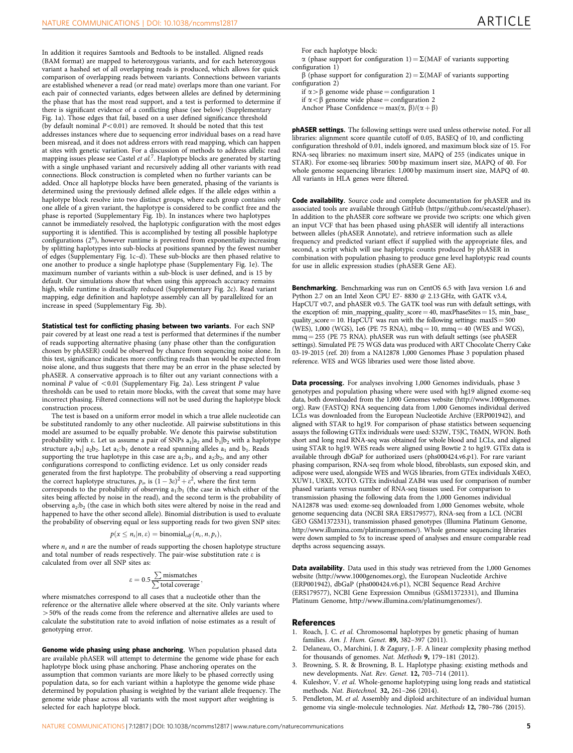In addition it requires Samtools and Bedtools to be installed. Aligned reads (BAM format) are mapped to heterozygous variants, and for each heterozygous variant a hashed set of all overlapping reads is produced, which allows for quick comparison of overlapping reads between variants. Connections between variants are established whenever a read (or read mate) overlaps more than one variant. For each pair of connected variants, edges between alleles are defined by determining the phase that has the most read support, and a test is performed to determine if there is significant evidence of a conflicting phase (see below) (Supplementary Fig. 1a). Those edges that fail, based on a user defined significance threshold (by default nominal $P<0.01$) are removed. It should be noted that this test addresses instances where due to sequencing error individual bases on a read have been misread, and it does not address errors with read mapping, which can happen at sites with genetic variation. For a discussion of methods to address allelic read mapping issues please see Castel *et al.*[7]. Haplotype blocks are generated by starting with a single unphased variant and recursively adding all other variants with read connections. Block construction is completed when no further variants can be added. Once all haplotype blocks have been generated, phasing of the variants is determined using the previously defined allele edges. If the allele edges within a haplotype block resolve into two distinct groups, where each group contains only one allele of a given variant, the haplotype is considered to be conflict free and the phase is reported (Supplementary Fig. 1b). In instances where two haplotypes cannot be immediately resolved, the haplotypic configuration with the most edges supporting it is identified. This is accomplished by testing all possible haplotype configurations ($2^n$), however runtime is prevented from exponentially increasing by splitting haplotypes into sub-blocks at positions spanned by the fewest number of edges (Supplementary Fig. 1c–d). These sub-blocks are then phased relative to one another to produce a single haplotype phase (Supplementary Fig. 1e). The maximum number of variants within a sub-block is user defined, and is 15 by default. Our simulations show that when using this approach accuracy remains high, while runtime is drastically reduced (Supplementary Fig. 2c). Read variant mapping, edge definition and haplotype assembly can all by parallelized for an increase in speed (Supplementary Fig. 3b).

**Statistical test for conflicting phasing between two variants.** For each SNP pair covered by at least one read a test is performed that determines if the number of reads supporting alternative phasing (any phase other than the configuration chosen by phASER) could be observed by chance from sequencing noise alone. In this test, significance indicates more conflicting reads than would be expected from noise alone, and thus suggests that there may be an error in the phase selected by phASER. A conservative approach is to filter out any variant connections with a nominal $P$ value of $<0.01$ (Supplementary Fig. 2a). Less stringent $P$ value thresholds can be used to retain more blocks, with the caveat that some may have incorrect phasing. Filtered connections will not be used during the haplotype block construction process.

The test is based on a uniform error model in which a true allele nucleotide can be substituted randomly to any other nucleotide. All pairwise substitutions in this model are assumed to be equally probable. We denote this pairwise substitution probability with ε. Let us assume a pair of SNPs $a_1|a_2$ and $b_1|b_2$ with a haplotype structure $a_1b_1|\ a_2b_2$. Let $a_1{:}b_1$ denote a read spanning alleles $a_1$ and $b_1$. Reads supporting the true haplotype in this case are $a_1{:}b_1$, and $a_2{:}b_2$, and any other configurations correspond to conflicting evidence. Let us only consider reads generated from the first haplotype. The probability of observing a read supporting the correct haplotype structures, $p_s$, is $(1-3\varepsilon)^2+\varepsilon^2$, where the first term corresponds to the probability of observing $a_1{:}b_1$ (the case in which either of the sites being affected by noise in the read), and the second term is the probability of observing $a_2{:}b_2$ (the case in which both sites were altered by noise in the read and happened to have the other second allele). Binomial distribution is used to evaluate the probability of observing equal or less supporting reads for two given SNP sites:

$$p(x \leq n_s|n,\varepsilon) = \mathrm{binomial}_{cdf}(n_s,n,p_s),$$

where $n_s$ and $n$ are the number of reads supporting the chosen haplotype structure and total number of reads respectively. The pair-wise substitution rate ε is calculated from over all SNP sites as:

$$\varepsilon = 0.5\frac{\sum \text{mismatches}}{\sum \text{total coverage}},$$

where mismatches correspond to all cases that a nucleotide other than the reference or the alternative allele where observed at the site. Only variants where >50% of the reads come from the reference and alternative alleles are used to calculate the substitution rate to avoid inflation of noise estimates as a result of genotyping error.

**Genome wide phasing using phase anchoring.** When population phased data are available phASER will attempt to determine the genome wide phase for each haplotype block using phase anchoring. Phase anchoring operates on the assumption that common variants are more likely to be phased correctly using population data, so for each variant within a haplotype the genome wide phase determined by population phasing is weighted by the variant allele frequency. The genome wide phase across all variants with the most support after weighting is selected for each haplotype block.

For each haplotype block:
α (phase support for configuration 1) = Σ(MAF of variants supporting configuration 1)
β (phase support for configuration 2) = Σ(MAF of variants supporting configuration 2)
if α > β genome wide phase = configuration 1
if α < β genome wide phase = configuration 2
Anchor Phase Confidence = max(α, β)/(α + β)

**phASER settings.** The following settings were used unless otherwise noted. For all libraries: alignment score quantile cutoff of 0.05, BASEQ of 10, and conflicting configuration threshold of 0.01, indels ignored, and maximum block size of 15. For RNA-seq libraries: no maximum insert size, MAPQ of 255 (indicates unique in STAR). For exome-seq libraries: 500 bp maximum insert size, MAPQ of 40. For whole genome sequencing libraries: 1,000 bp maximum insert size, MAPQ of 40. All variants in HLA genes were filtered.

**Code availability.** Source code and complete documentation for phASER and its associated tools are available through GitHub (https://github.com/secastel/phaser). In addition to the phASER core software we provide two scripts: one which given an input VCF that has been phased using phASER will identify all interactions between alleles (phASER Annotate), and retrieve information such as allele frequency and predicted variant effect if supplied with the appropriate files, and second, a script which will use haplotypic counts produced by phASER in combination with population phasing to produce gene level haplotypic read counts for use in allelic expression studies (phASER Gene AE).

**Benchmarking.** Benchmarking was run on CentOS 6.5 with Java version 1.6 and Python 2.7 on an Intel Xeon CPU E7- 8830 @ 2.13 GHz, with GATK v3.4, HapCUT v0.7, and phASER v0.5. The GATK tool was run with default settings, with the exception of: min_mapping_quality_score = 40, maxPhaseSites = 15, min_base_quality_score = 10. HapCUT was run with the following settings: maxIS = 500 (WES), 1,000 (WGS), 1e6 (PE 75 RNA), mbq = 10, mmq = 40 (WES and WGS), mmq = 255 (PE 75 RNA). phASER was run with default settings (see phASER settings). Simulated PE 75 WGS data was produced with ART Chocolate Cherry Cake 03-19-2015 (ref. 20) from a NA12878 1,000 Genomes Phase 3 population phased reference. WES and WGS libraries used were those listed above.

**Data processing.** For analyses involving 1,000 Genomes individuals, phase 3 genotypes and population phasing where were used with hg19 aligned exome-seq data, both downloaded from the 1,000 Genomes website (http://www.1000genomes.org). Raw (FASTQ) RNA sequencing data from 1,000 Genomes individual derived LCLs was downloaded from the European Nucleotide Archive (ERP001942), and aligned with STAR to hg19. For comparison of phase statistics between sequencing assays the following GTEx individuals were used: S32W, T5JC, T6MN, WFON. Both short and long read RNA-seq was obtained for whole blood and LCLs, and aligned using STAR to hg19. WES reads were aligned using Bowtie 2 to hg19. GTEx data is available through dbGaP for authorized users (phs000424.v6.p1). For rare variant phasing comparison, RNA-seq from whole blood, fibroblasts, sun exposed skin, and adipose were used, alongside WES and WGS libraries, from GTEx individuals X4EO, XUW1, U8XE, XOTO. GTEx individual ZAB4 was used for comparison of number phased variants versus number of RNA-seq tissues used. For comparison to transmission phasing the following data from the 1,000 Genomes individual NA12878 was used: exome-seq downloaded from 1,000 Genomes website, whole genome sequencing data (NCBI SRA ERS179577), RNA-seq from a LCL (NCBI GEO GSM1372331), transmission phased genotypes (Illumina Platinum Genome, http://www.illumina.com/platinumgenomes/). Whole genome sequencing libraries were down sampled to 5x to increase speed of analyses and ensure comparable read depths across sequencing assays.

**Data availability.** Data used in this study was retrieved from the 1,000 Genomes website (http://www.1000genomes.org), the European Nucleotide Archive (ERP001942), dbGaP (phs000424.v6.p1), NCBI Sequence Read Archive (ERS179577), NCBI Gene Expression Omnibus (GSM1372331), and Illumina Platinum Genome, http://www.illumina.com/platinumgenomes/).

## References

1. Roach, J. C. *et al.* Chromosomal haplotypes by genetic phasing of human families. *Am. J. Hum. Genet.* **89,** 382–397 (2011).
2. Delaneau, O., Marchini, J. & Zagury, J.-F. A linear complexity phasing method for thousands of genomes. *Nat. Methods* **9,** 179–181 (2012).
3. Browning, S. R. & Browning, B. L. Haplotype phasing: existing methods and new developments. *Nat. Rev. Genet.* **12,** 703–714 (2011).
4. Kuleshov, V. *et al.* Whole-genome haplotyping using long reads and statistical methods. *Nat. Biotechnol.* **32,** 261–266 (2014).
5. Pendleton, M. *et al.* Assembly and diploid architecture of an individual human genome via single-molecule technologies. *Nat. Methods* **12,** 780–786 (2015).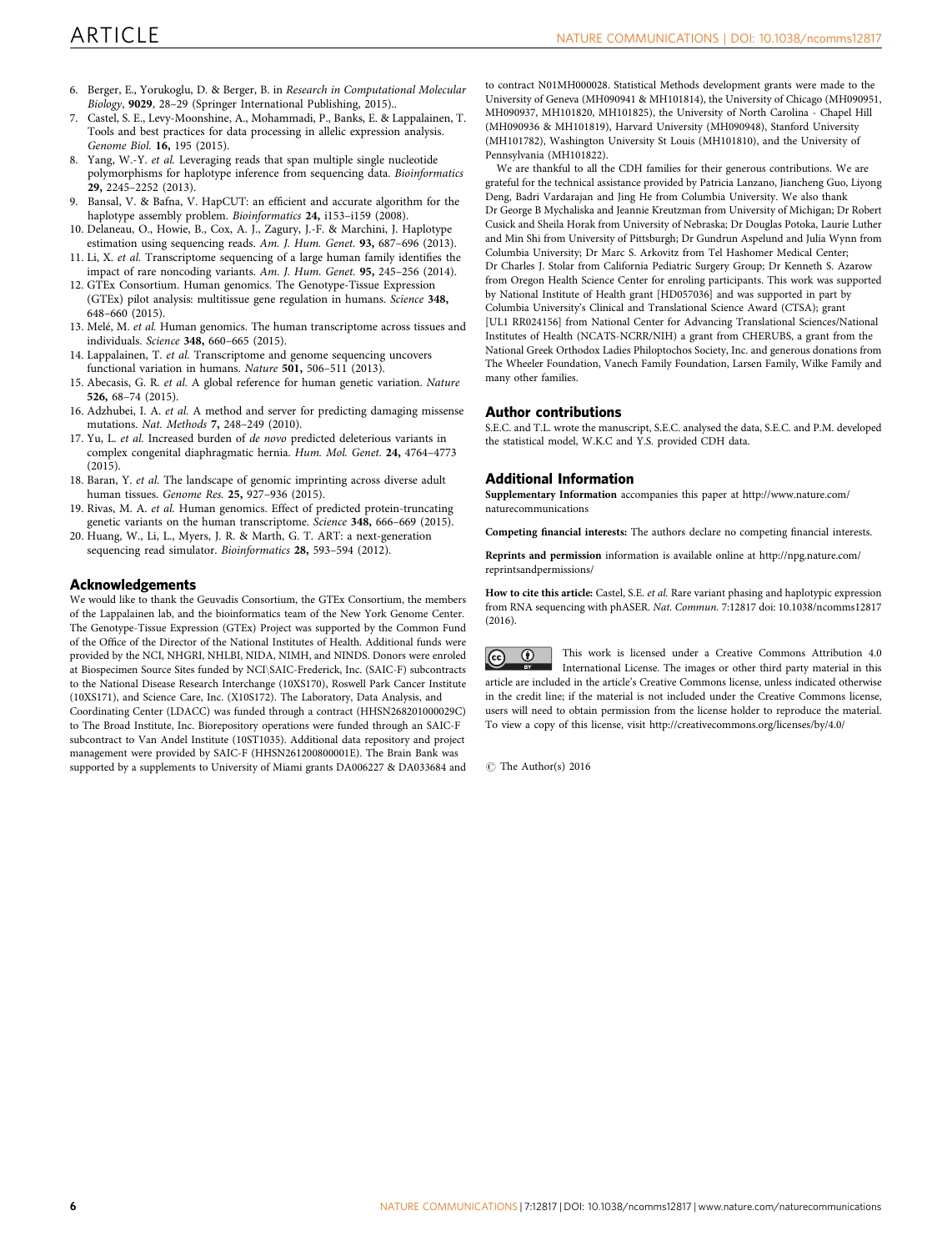6. Berger, E., Yorukoglu, D. & Berger, B. in *Research in Computational Molecular Biology*, **9029**, 28–29 (Springer International Publishing, 2015)..
7. Castel, S. E., Levy-Moonshine, A., Mohammadi, P., Banks, E. & Lappalainen, T. Tools and best practices for data processing in allelic expression analysis. *Genome Biol.* **16,** 195 (2015).
8. Yang, W.-Y. *et al.* Leveraging reads that span multiple single nucleotide polymorphisms for haplotype inference from sequencing data. *Bioinformatics* **29,** 2245–2252 (2013).
9. Bansal, V. & Bafna, V. HapCUT: an efficient and accurate algorithm for the haplotype assembly problem. *Bioinformatics* **24,** i153–i159 (2008).
10. Delaneau, O., Howie, B., Cox, A. J., Zagury, J.-F. & Marchini, J. Haplotype estimation using sequencing reads. *Am. J. Hum. Genet.* **93,** 687–696 (2013).
11. Li, X. *et al.* Transcriptome sequencing of a large human family identifies the impact of rare noncoding variants. *Am. J. Hum. Genet.* **95,** 245–256 (2014).
12. GTEx Consortium. Human genomics. The Genotype-Tissue Expression (GTEx) pilot analysis: multitissue gene regulation in humans. *Science* **348,** 648–660 (2015).
13. Melé, M. *et al.* Human genomics. The human transcriptome across tissues and individuals. *Science* **348,** 660–665 (2015).
14. Lappalainen, T. *et al.* Transcriptome and genome sequencing uncovers functional variation in humans. *Nature* **501,** 506–511 (2013).
15. Abecasis, G. R. *et al.* A global reference for human genetic variation. *Nature* **526,** 68–74 (2015).
16. Adzhubei, I. A. *et al.* A method and server for predicting damaging missense mutations. *Nat. Methods* **7,** 248–249 (2010).
17. Yu, L. *et al.* Increased burden of *de novo* predicted deleterious variants in complex congenital diaphragmatic hernia. *Hum. Mol. Genet.* **24,** 4764–4773 (2015).
18. Baran, Y. *et al.* The landscape of genomic imprinting across diverse adult human tissues. *Genome Res.* **25,** 927–936 (2015).
19. Rivas, M. A. *et al.* Human genomics. Effect of predicted protein-truncating genetic variants on the human transcriptome. *Science* **348,** 666–669 (2015).
20. Huang, W., Li, L., Myers, J. R. & Marth, G. T. ART: a next-generation sequencing read simulator. *Bioinformatics* **28,** 593–594 (2012).

## Acknowledgements

We would like to thank the Geuvadis Consortium, the GTEx Consortium, the members of the Lappalainen lab, and the bioinformatics team of the New York Genome Center. The Genotype-Tissue Expression (GTEx) Project was supported by the Common Fund of the Office of the Director of the National Institutes of Health. Additional funds were provided by the NCI, NHGRI, NHLBI, NIDA, NIMH, and NINDS. Donors were enroled at Biospecimen Source Sites funded by NCI\SAIC-Frederick, Inc. (SAIC-F) subcontracts to the National Disease Research Interchange (10XS170), Roswell Park Cancer Institute (10XS171), and Science Care, Inc. (X10S172). The Laboratory, Data Analysis, and Coordinating Center (LDACC) was funded through a contract (HHSN268201000029C) to The Broad Institute, Inc. Biorepository operations were funded through an SAIC-F subcontract to Van Andel Institute (10ST1035). Additional data repository and project management were provided by SAIC-F (HHSN261200800001E). The Brain Bank was supported by a supplements to University of Miami grants DA006227 & DA033684 and to contract N01MH000028. Statistical Methods development grants were made to the University of Geneva (MH090941 & MH101814), the University of Chicago (MH090951, MH090937, MH101820, MH101825), the University of North Carolina - Chapel Hill (MH090936 & MH101819), Harvard University (MH090948), Stanford University (MH101782), Washington University St Louis (MH101810), and the University of Pennsylvania (MH101822).

We are thankful to all the CDH families for their generous contributions. We are grateful for the technical assistance provided by Patricia Lanzano, Jiancheng Guo, Liyong Deng, Badri Vardarajan and Jing He from Columbia University. We also thank Dr George B Mychaliska and Jeannie Kreutzman from University of Michigan; Dr Robert Cusick and Sheila Horak from University of Nebraska; Dr Douglas Potoka, Laurie Luther and Min Shi from University of Pittsburgh; Dr Gundrun Aspelund and Julia Wynn from Columbia University; Dr Marc S. Arkovitz from Tel Hashomer Medical Center; Dr Charles J. Stolar from California Pediatric Surgery Group; Dr Kenneth S. Azarow from Oregon Health Science Center for enroling participants. This work was supported by National Institute of Health grant [HD057036] and was supported in part by Columbia University's Clinical and Translational Science Award (CTSA); grant [UL1 RR024156] from National Center for Advancing Translational Sciences/National Institutes of Health (NCATS-NCRR/NIH) a grant from CHERUBS, a grant from the National Greek Orthodox Ladies Philoptochos Society, Inc. and generous donations from The Wheeler Foundation, Vanech Family Foundation, Larsen Family, Wilke Family and many other families.

## Author contributions

S.E.C. and T.L. wrote the manuscript, S.E.C. analysed the data, S.E.C. and P.M. developed the statistical model, W.K.C and Y.S. provided CDH data.

## Additional Information

**Supplementary Information** accompanies this paper at http://www.nature.com/naturecommunications

**Competing financial interests:** The authors declare no competing financial interests.

**Reprints and permission** information is available online at http://npg.nature.com/reprintsandpermissions/

**How to cite this article:** Castel, S.E. *et al.* Rare variant phasing and haplotypic expression from RNA sequencing with phASER. *Nat. Commun.* 7:12817 doi: 10.1038/ncomms12817 (2016).

This work is licensed under a Creative Commons Attribution 4.0 International License. The images or other third party material in this article are included in the article's Creative Commons license, unless indicated otherwise in the credit line; if the material is not included under the Creative Commons license, users will need to obtain permission from the license holder to reproduce the material. To view a copy of this license, visit http://creativecommons.org/licenses/by/4.0/

© The Author(s) 2016